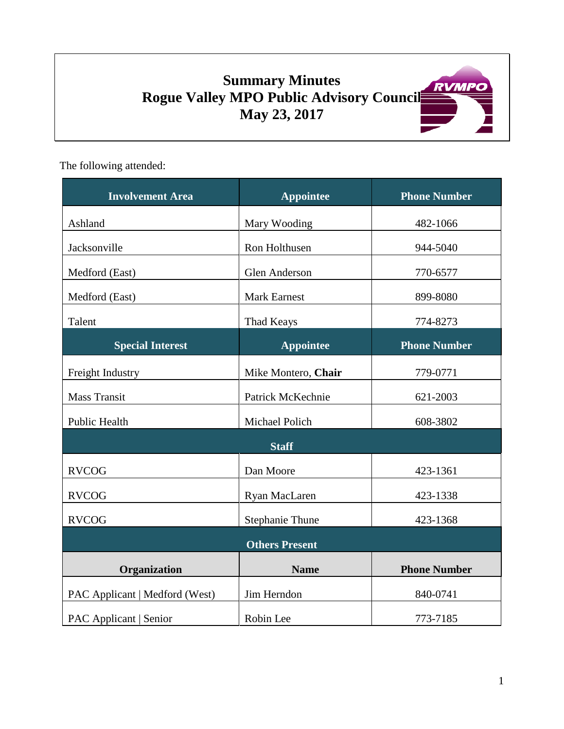# Summary Minutes
# Rogue Valley MPO Public Advisory Council
# May 23, 2017

The following attended:

| Involvement Area | Appointee | Phone Number |
|---|---|---|
| Ashland | Mary Wooding | 482-1066 |
| Jacksonville | Ron Holthusen | 944-5040 |
| Medford (East) | Glen Anderson | 770-6577 |
| Medford (East) | Mark Earnest | 899-8080 |
| Talent | Thad Keays | 774-8273 |
| **Special Interest** | **Appointee** | **Phone Number** |
| Freight Industry | Mike Montero, **Chair** | 779-0771 |
| Mass Transit | Patrick McKechnie | 621-2003 |
| Public Health | Michael Polich | 608-3802 |
| **Staff** | | |
| RVCOG | Dan Moore | 423-1361 |
| RVCOG | Ryan MacLaren | 423-1338 |
| RVCOG | Stephanie Thune | 423-1368 |
| **Others Present** | | |
| **Organization** | **Name** | **Phone Number** |
| PAC Applicant \| Medford (West) | Jim Herndon | 840-0741 |
| PAC Applicant \| Senior | Robin Lee | 773-7185 |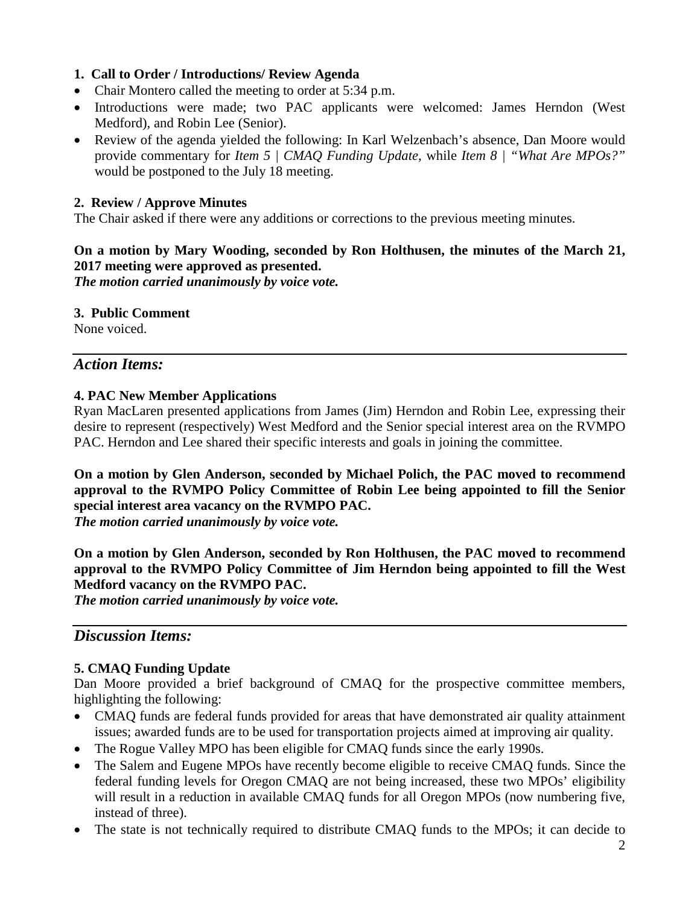### 1. Call to Order / Introductions/ Review Agenda

- Chair Montero called the meeting to order at 5:34 p.m.
- Introductions were made; two PAC applicants were welcomed: James Herndon (West Medford), and Robin Lee (Senior).
- Review of the agenda yielded the following: In Karl Welzenbach's absence, Dan Moore would provide commentary for *Item 5 | CMAQ Funding Update*, while *Item 8 | "What Are MPOs?"* would be postponed to the July 18 meeting.

### 2. Review / Approve Minutes

The Chair asked if there were any additions or corrections to the previous meeting minutes.

**On a motion by Mary Wooding, seconded by Ron Holthusen, the minutes of the March 21, 2017 meeting were approved as presented.**
***The motion carried unanimously by voice vote.***

### 3. Public Comment

None voiced.

---

## *Action Items:*

### 4. PAC New Member Applications

Ryan MacLaren presented applications from James (Jim) Herndon and Robin Lee, expressing their desire to represent (respectively) West Medford and the Senior special interest area on the RVMPO PAC. Herndon and Lee shared their specific interests and goals in joining the committee.

**On a motion by Glen Anderson, seconded by Michael Polich, the PAC moved to recommend approval to the RVMPO Policy Committee of Robin Lee being appointed to fill the Senior special interest area vacancy on the RVMPO PAC.**
***The motion carried unanimously by voice vote.***

**On a motion by Glen Anderson, seconded by Ron Holthusen, the PAC moved to recommend approval to the RVMPO Policy Committee of Jim Herndon being appointed to fill the West Medford vacancy on the RVMPO PAC.**
***The motion carried unanimously by voice vote.***

---

## *Discussion Items:*

### 5. CMAQ Funding Update

Dan Moore provided a brief background of CMAQ for the prospective committee members, highlighting the following:

- CMAQ funds are federal funds provided for areas that have demonstrated air quality attainment issues; awarded funds are to be used for transportation projects aimed at improving air quality.
- The Rogue Valley MPO has been eligible for CMAQ funds since the early 1990s.
- The Salem and Eugene MPOs have recently become eligible to receive CMAQ funds. Since the federal funding levels for Oregon CMAQ are not being increased, these two MPOs' eligibility will result in a reduction in available CMAQ funds for all Oregon MPOs (now numbering five, instead of three).
- The state is not technically required to distribute CMAQ funds to the MPOs; it can decide to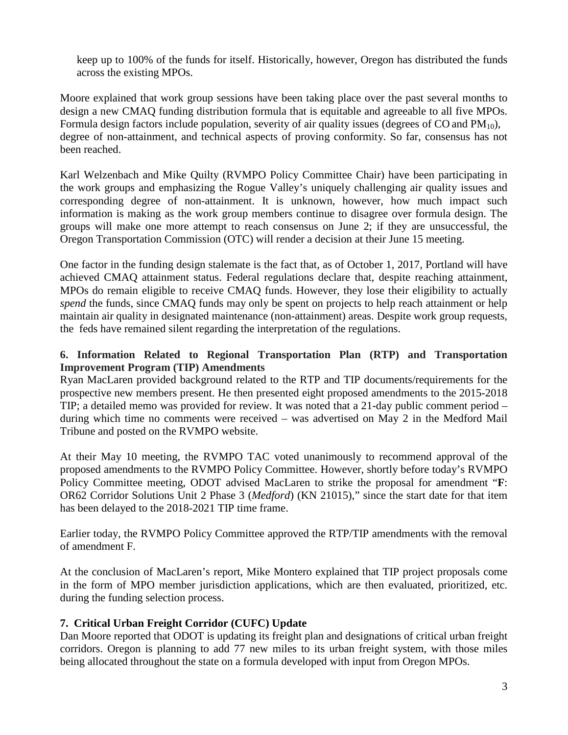keep up to 100% of the funds for itself. Historically, however, Oregon has distributed the funds across the existing MPOs.

Moore explained that work group sessions have been taking place over the past several months to design a new CMAQ funding distribution formula that is equitable and agreeable to all five MPOs. Formula design factors include population, severity of air quality issues (degrees of CO and $PM_{10}$), degree of non-attainment, and technical aspects of proving conformity. So far, consensus has not been reached.

Karl Welzenbach and Mike Quilty (RVMPO Policy Committee Chair) have been participating in the work groups and emphasizing the Rogue Valley's uniquely challenging air quality issues and corresponding degree of non-attainment. It is unknown, however, how much impact such information is making as the work group members continue to disagree over formula design. The groups will make one more attempt to reach consensus on June 2; if they are unsuccessful, the Oregon Transportation Commission (OTC) will render a decision at their June 15 meeting.

One factor in the funding design stalemate is the fact that, as of October 1, 2017, Portland will have achieved CMAQ attainment status. Federal regulations declare that, despite reaching attainment, MPOs do remain eligible to receive CMAQ funds. However, they lose their eligibility to actually *spend* the funds, since CMAQ funds may only be spent on projects to help reach attainment or help maintain air quality in designated maintenance (non-attainment) areas. Despite work group requests, the feds have remained silent regarding the interpretation of the regulations.

**6. Information Related to Regional Transportation Plan (RTP) and Transportation Improvement Program (TIP) Amendments**

Ryan MacLaren provided background related to the RTP and TIP documents/requirements for the prospective new members present. He then presented eight proposed amendments to the 2015-2018 TIP; a detailed memo was provided for review. It was noted that a 21-day public comment period – during which time no comments were received – was advertised on May 2 in the Medford Mail Tribune and posted on the RVMPO website.

At their May 10 meeting, the RVMPO TAC voted unanimously to recommend approval of the proposed amendments to the RVMPO Policy Committee. However, shortly before today's RVMPO Policy Committee meeting, ODOT advised MacLaren to strike the proposal for amendment "**F**: OR62 Corridor Solutions Unit 2 Phase 3 (*Medford*) (KN 21015)," since the start date for that item has been delayed to the 2018-2021 TIP time frame.

Earlier today, the RVMPO Policy Committee approved the RTP/TIP amendments with the removal of amendment F.

At the conclusion of MacLaren's report, Mike Montero explained that TIP project proposals come in the form of MPO member jurisdiction applications, which are then evaluated, prioritized, etc. during the funding selection process.

**7. Critical Urban Freight Corridor (CUFC) Update**

Dan Moore reported that ODOT is updating its freight plan and designations of critical urban freight corridors. Oregon is planning to add 77 new miles to its urban freight system, with those miles being allocated throughout the state on a formula developed with input from Oregon MPOs.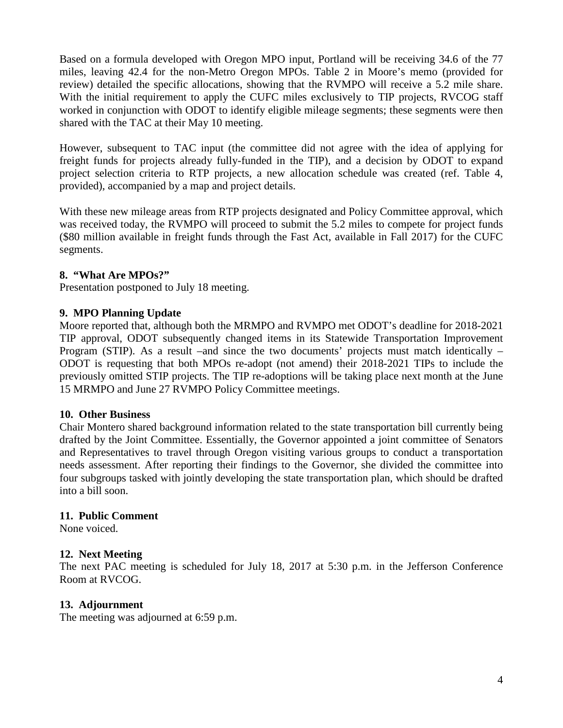Based on a formula developed with Oregon MPO input, Portland will be receiving 34.6 of the 77 miles, leaving 42.4 for the non-Metro Oregon MPOs. Table 2 in Moore's memo (provided for review) detailed the specific allocations, showing that the RVMPO will receive a 5.2 mile share. With the initial requirement to apply the CUFC miles exclusively to TIP projects, RVCOG staff worked in conjunction with ODOT to identify eligible mileage segments; these segments were then shared with the TAC at their May 10 meeting.

However, subsequent to TAC input (the committee did not agree with the idea of applying for freight funds for projects already fully-funded in the TIP), and a decision by ODOT to expand project selection criteria to RTP projects, a new allocation schedule was created (ref. Table 4, provided), accompanied by a map and project details.

With these new mileage areas from RTP projects designated and Policy Committee approval, which was received today, the RVMPO will proceed to submit the 5.2 miles to compete for project funds ($80 million available in freight funds through the Fast Act, available in Fall 2017) for the CUFC segments.

### 8. "What Are MPOs?"

Presentation postponed to July 18 meeting.

### 9. MPO Planning Update

Moore reported that, although both the MRMPO and RVMPO met ODOT's deadline for 2018-2021 TIP approval, ODOT subsequently changed items in its Statewide Transportation Improvement Program (STIP). As a result –and since the two documents' projects must match identically – ODOT is requesting that both MPOs re-adopt (not amend) their 2018-2021 TIPs to include the previously omitted STIP projects. The TIP re-adoptions will be taking place next month at the June 15 MRMPO and June 27 RVMPO Policy Committee meetings.

### 10. Other Business

Chair Montero shared background information related to the state transportation bill currently being drafted by the Joint Committee. Essentially, the Governor appointed a joint committee of Senators and Representatives to travel through Oregon visiting various groups to conduct a transportation needs assessment. After reporting their findings to the Governor, she divided the committee into four subgroups tasked with jointly developing the state transportation plan, which should be drafted into a bill soon.

### 11. Public Comment

None voiced.

### 12. Next Meeting

The next PAC meeting is scheduled for July 18, 2017 at 5:30 p.m. in the Jefferson Conference Room at RVCOG.

### 13. Adjournment

The meeting was adjourned at 6:59 p.m.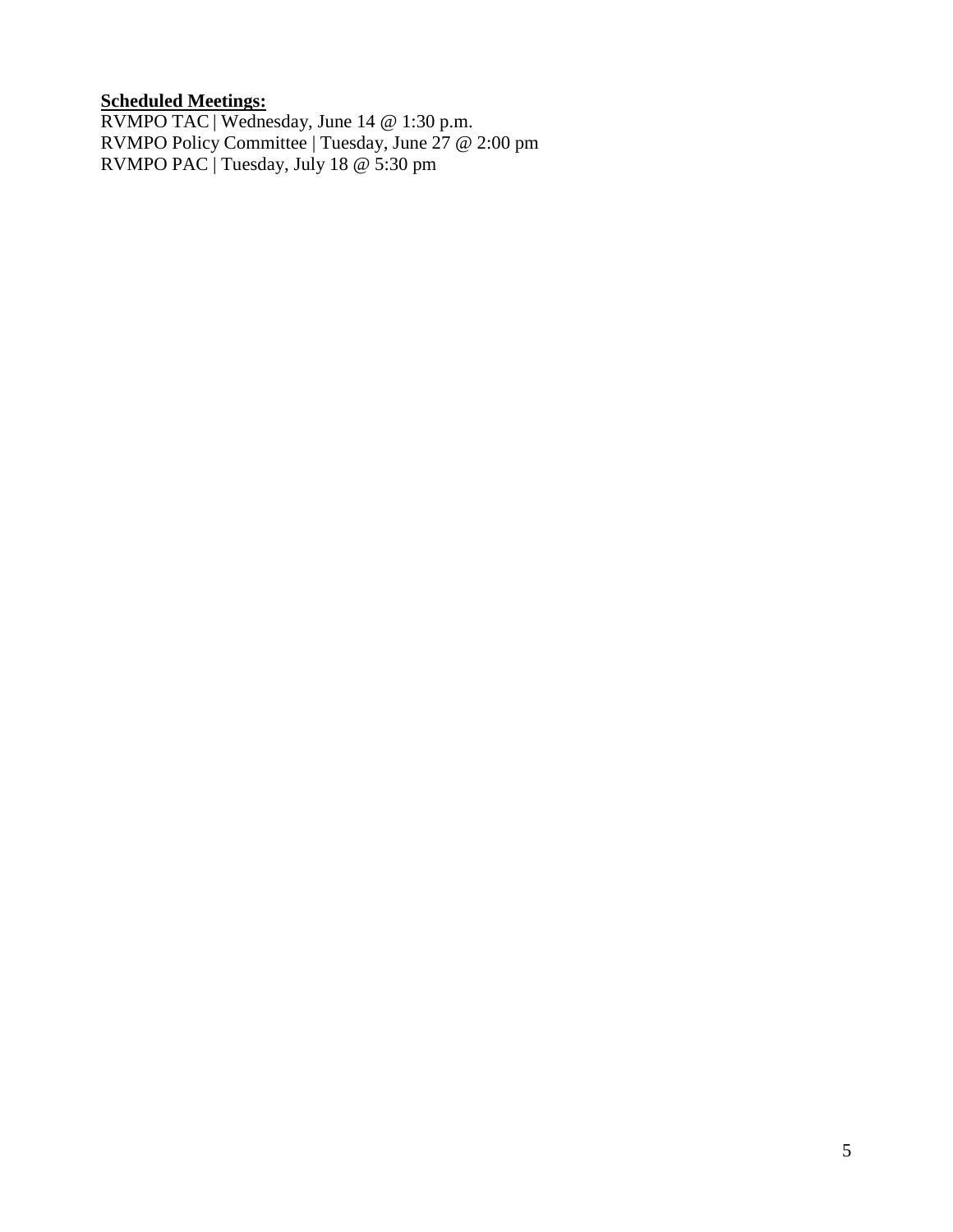**Scheduled Meetings:**

RVMPO TAC | Wednesday, June 14 @ 1:30 p.m.
RVMPO Policy Committee | Tuesday, June 27 @ 2:00 pm
RVMPO PAC | Tuesday, July 18 @ 5:30 pm